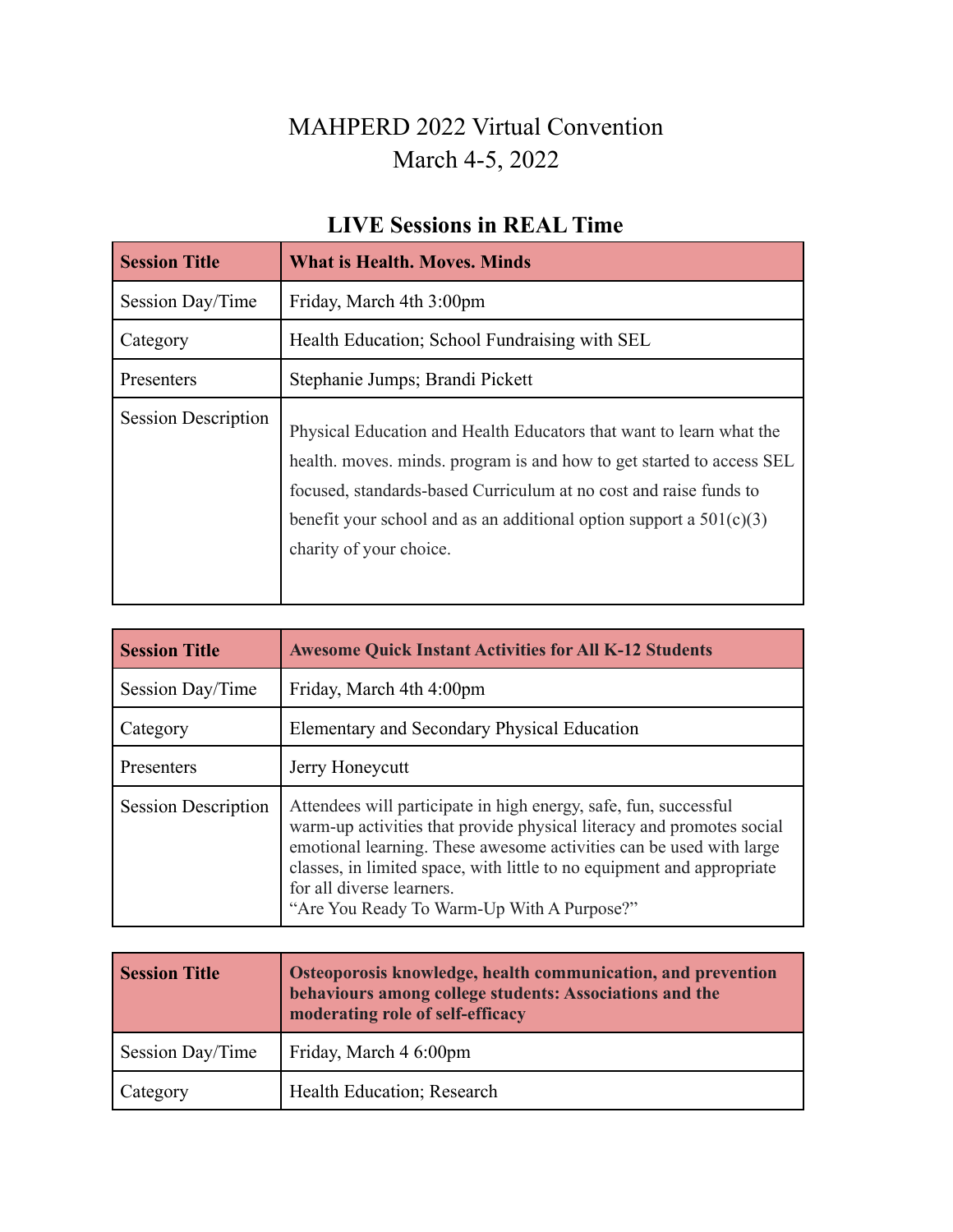# MAHPERD 2022 Virtual Convention
# March 4-5, 2022

## LIVE Sessions in REAL Time

| **Session Title** | **What is Health. Moves. Minds** |
|---|---|
| Session Day/Time | Friday, March 4th 3:00pm |
| Category | Health Education; School Fundraising with SEL |
| Presenters | Stephanie Jumps; Brandi Pickett |
| Session Description | Physical Education and Health Educators that want to learn what the health. moves. minds. program is and how to get started to access SEL focused, standards-based Curriculum at no cost and raise funds to benefit your school and as an additional option support a 501(c)(3) charity of your choice. |

| **Session Title** | **Awesome Quick Instant Activities for All K-12 Students** |
|---|---|
| Session Day/Time | Friday, March 4th 4:00pm |
| Category | Elementary and Secondary Physical Education |
| Presenters | Jerry Honeycutt |
| Session Description | Attendees will participate in high energy, safe, fun, successful warm-up activities that provide physical literacy and promotes social emotional learning. These awesome activities can be used with large classes, in limited space, with little to no equipment and appropriate for all diverse learners. "Are You Ready To Warm-Up With A Purpose?" |

| **Session Title** | **Osteoporosis knowledge, health communication, and prevention behaviours among college students: Associations and the moderating role of self-efficacy** |
|---|---|
| Session Day/Time | Friday, March 4 6:00pm |
| Category | Health Education; Research |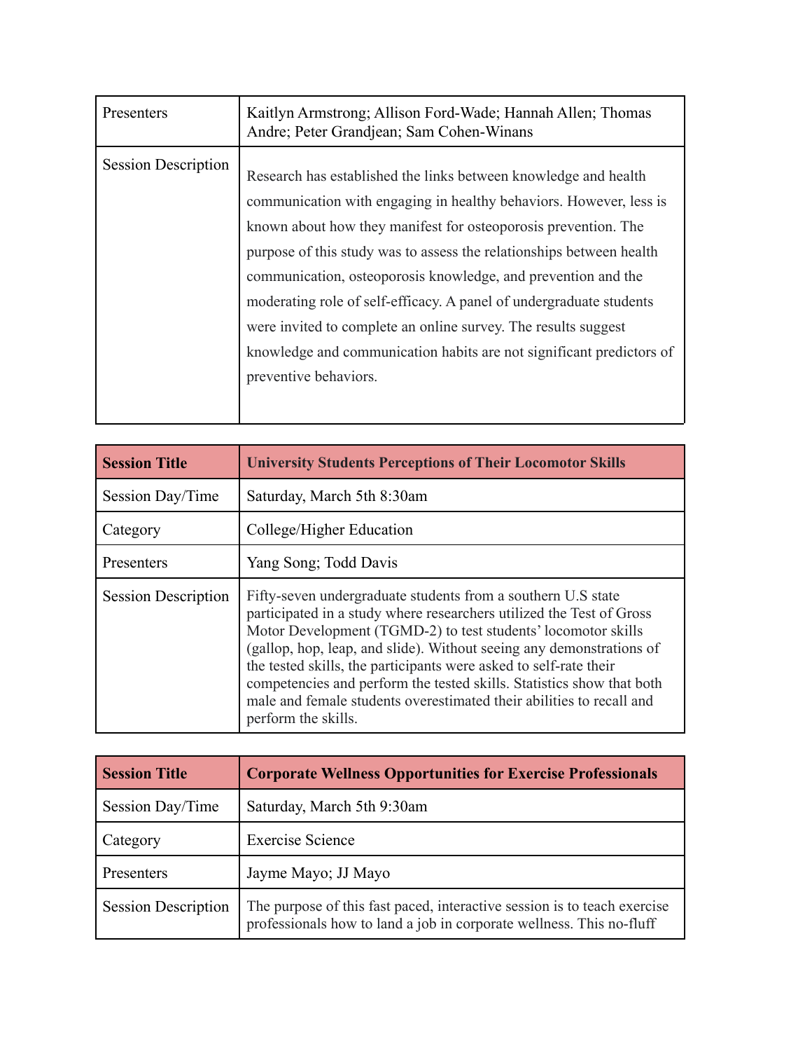| Presenters | Kaitlyn Armstrong; Allison Ford-Wade; Hannah Allen; Thomas Andre; Peter Grandjean; Sam Cohen-Winans |
|---|---|
| Session Description | Research has established the links between knowledge and health communication with engaging in healthy behaviors. However, less is known about how they manifest for osteoporosis prevention. The purpose of this study was to assess the relationships between health communication, osteoporosis knowledge, and prevention and the moderating role of self-efficacy. A panel of undergraduate students were invited to complete an online survey. The results suggest knowledge and communication habits are not significant predictors of preventive behaviors. |

| **Session Title** | **University Students Perceptions of Their Locomotor Skills** |
|---|---|
| Session Day/Time | Saturday, March 5th 8:30am |
| Category | College/Higher Education |
| Presenters | Yang Song; Todd Davis |
| Session Description | Fifty-seven undergraduate students from a southern U.S state participated in a study where researchers utilized the Test of Gross Motor Development (TGMD-2) to test students' locomotor skills (gallop, hop, leap, and slide). Without seeing any demonstrations of the tested skills, the participants were asked to self-rate their competencies and perform the tested skills. Statistics show that both male and female students overestimated their abilities to recall and perform the skills. |

| **Session Title** | **Corporate Wellness Opportunities for Exercise Professionals** |
|---|---|
| Session Day/Time | Saturday, March 5th 9:30am |
| Category | Exercise Science |
| Presenters | Jayme Mayo; JJ Mayo |
| Session Description | The purpose of this fast paced, interactive session is to teach exercise professionals how to land a job in corporate wellness. This no-fluff |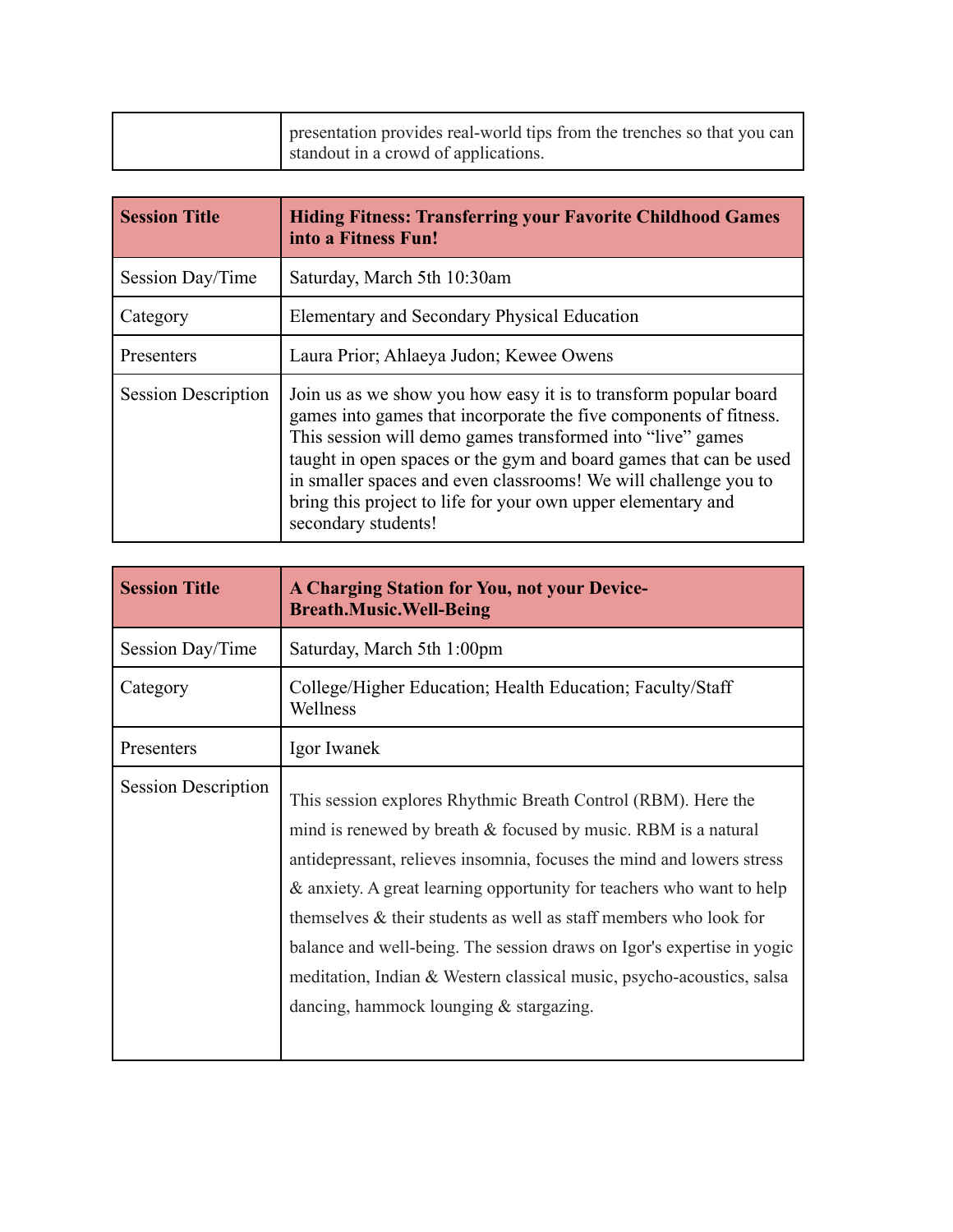| | |
|---|---|
| | presentation provides real-world tips from the trenches so that you can standout in a crowd of applications. |

| **Session Title** | **Hiding Fitness: Transferring your Favorite Childhood Games into a Fitness Fun!** |
|---|---|
| Session Day/Time | Saturday, March 5th 10:30am |
| Category | Elementary and Secondary Physical Education |
| Presenters | Laura Prior; Ahlaeya Judon; Kewee Owens |
| Session Description | Join us as we show you how easy it is to transform popular board games into games that incorporate the five components of fitness. This session will demo games transformed into "live" games taught in open spaces or the gym and board games that can be used in smaller spaces and even classrooms! We will challenge you to bring this project to life for your own upper elementary and secondary students! |

| **Session Title** | **A Charging Station for You, not your Device-Breath.Music.Well-Being** |
|---|---|
| Session Day/Time | Saturday, March 5th 1:00pm |
| Category | College/Higher Education; Health Education; Faculty/Staff Wellness |
| Presenters | Igor Iwanek |
| Session Description | This session explores Rhythmic Breath Control (RBM). Here the mind is renewed by breath & focused by music. RBM is a natural antidepressant, relieves insomnia, focuses the mind and lowers stress & anxiety. A great learning opportunity for teachers who want to help themselves & their students as well as staff members who look for balance and well-being. The session draws on Igor's expertise in yogic meditation, Indian & Western classical music, psycho-acoustics, salsa dancing, hammock lounging & stargazing. |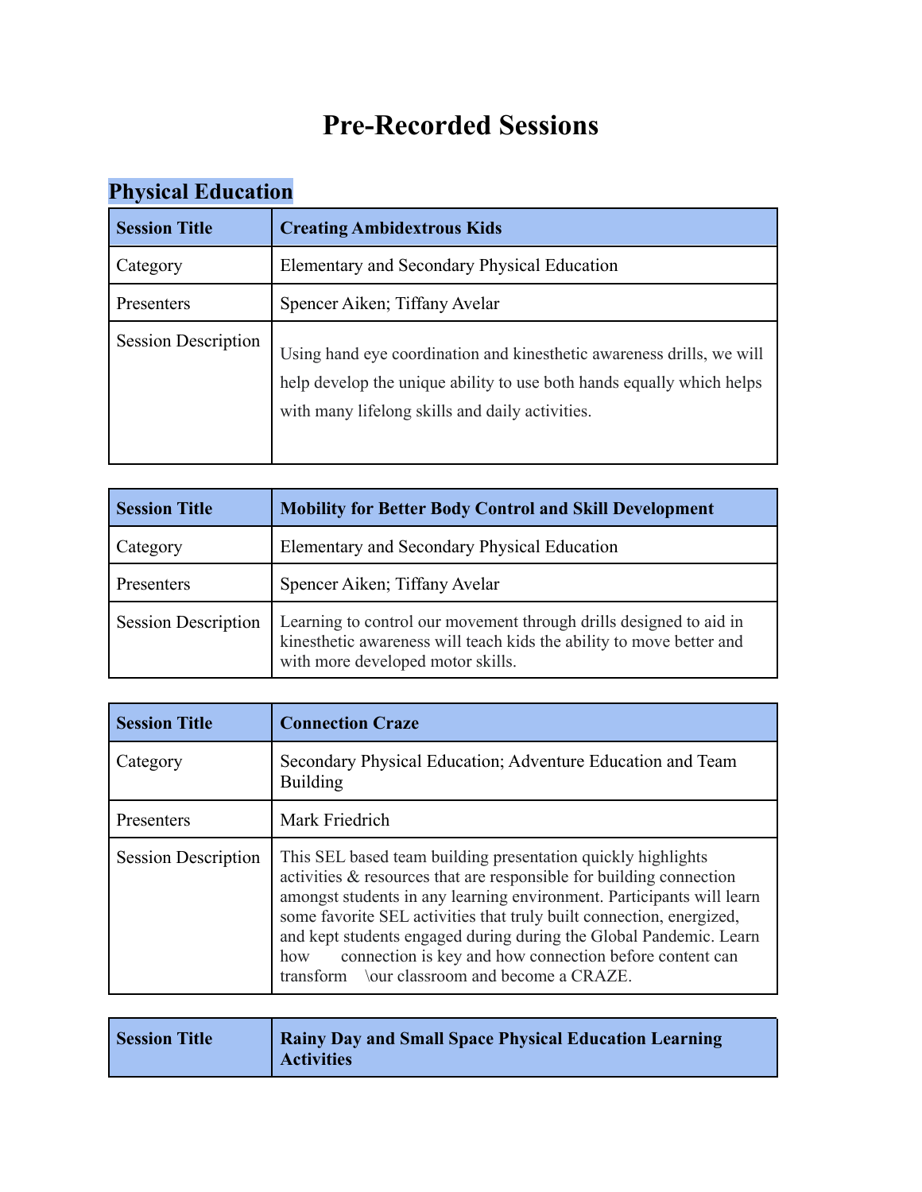# Pre-Recorded Sessions

## Physical Education

| Session Title | Creating Ambidextrous Kids |
|---|---|
| Category | Elementary and Secondary Physical Education |
| Presenters | Spencer Aiken; Tiffany Avelar |
| Session Description | Using hand eye coordination and kinesthetic awareness drills, we will help develop the unique ability to use both hands equally which helps with many lifelong skills and daily activities. |

| Session Title | Mobility for Better Body Control and Skill Development |
|---|---|
| Category | Elementary and Secondary Physical Education |
| Presenters | Spencer Aiken; Tiffany Avelar |
| Session Description | Learning to control our movement through drills designed to aid in kinesthetic awareness will teach kids the ability to move better and with more developed motor skills. |

| Session Title | Connection Craze |
|---|---|
| Category | Secondary Physical Education; Adventure Education and Team Building |
| Presenters | Mark Friedrich |
| Session Description | This SEL based team building presentation quickly highlights activities & resources that are responsible for building connection amongst students in any learning environment. Participants will learn some favorite SEL activities that truly built connection, energized, and kept students engaged during during the Global Pandemic. Learn how connection is key and how connection before content can transform \our classroom and become a CRAZE. |

| Session Title | Rainy Day and Small Space Physical Education Learning Activities |
|---|---|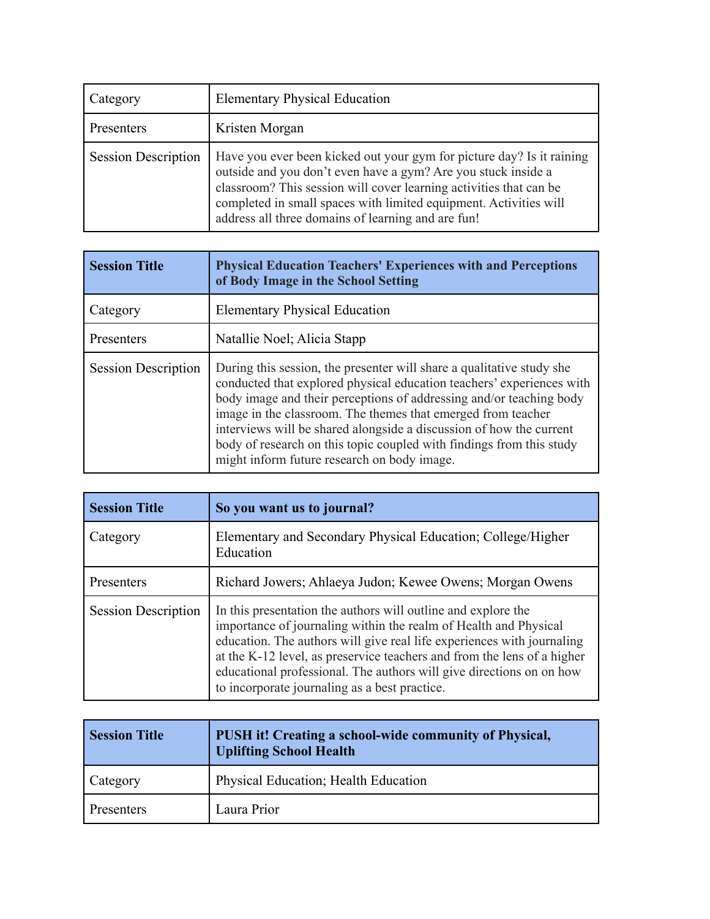| Category | Elementary Physical Education |
|---|---|
| Presenters | Kristen Morgan |
| Session Description | Have you ever been kicked out your gym for picture day? Is it raining outside and you don't even have a gym? Are you stuck inside a classroom? This session will cover learning activities that can be completed in small spaces with limited equipment. Activities will address all three domains of learning and are fun! |

| **Session Title** | **Physical Education Teachers' Experiences with and Perceptions of Body Image in the School Setting** |
|---|---|
| Category | Elementary Physical Education |
| Presenters | Natallie Noel; Alicia Stapp |
| Session Description | During this session, the presenter will share a qualitative study she conducted that explored physical education teachers' experiences with body image and their perceptions of addressing and/or teaching body image in the classroom. The themes that emerged from teacher interviews will be shared alongside a discussion of how the current body of research on this topic coupled with findings from this study might inform future research on body image. |

| **Session Title** | **So you want us to journal?** |
|---|---|
| Category | Elementary and Secondary Physical Education; College/Higher Education |
| Presenters | Richard Jowers; Ahlaeya Judon; Kewee Owens; Morgan Owens |
| Session Description | In this presentation the authors will outline and explore the importance of journaling within the realm of Health and Physical education. The authors will give real life experiences with journaling at the K-12 level, as preservice teachers and from the lens of a higher educational professional. The authors will give directions on on how to incorporate journaling as a best practice. |

| **Session Title** | **PUSH it! Creating a school-wide community of Physical, Uplifting School Health** |
|---|---|
| Category | Physical Education; Health Education |
| Presenters | Laura Prior |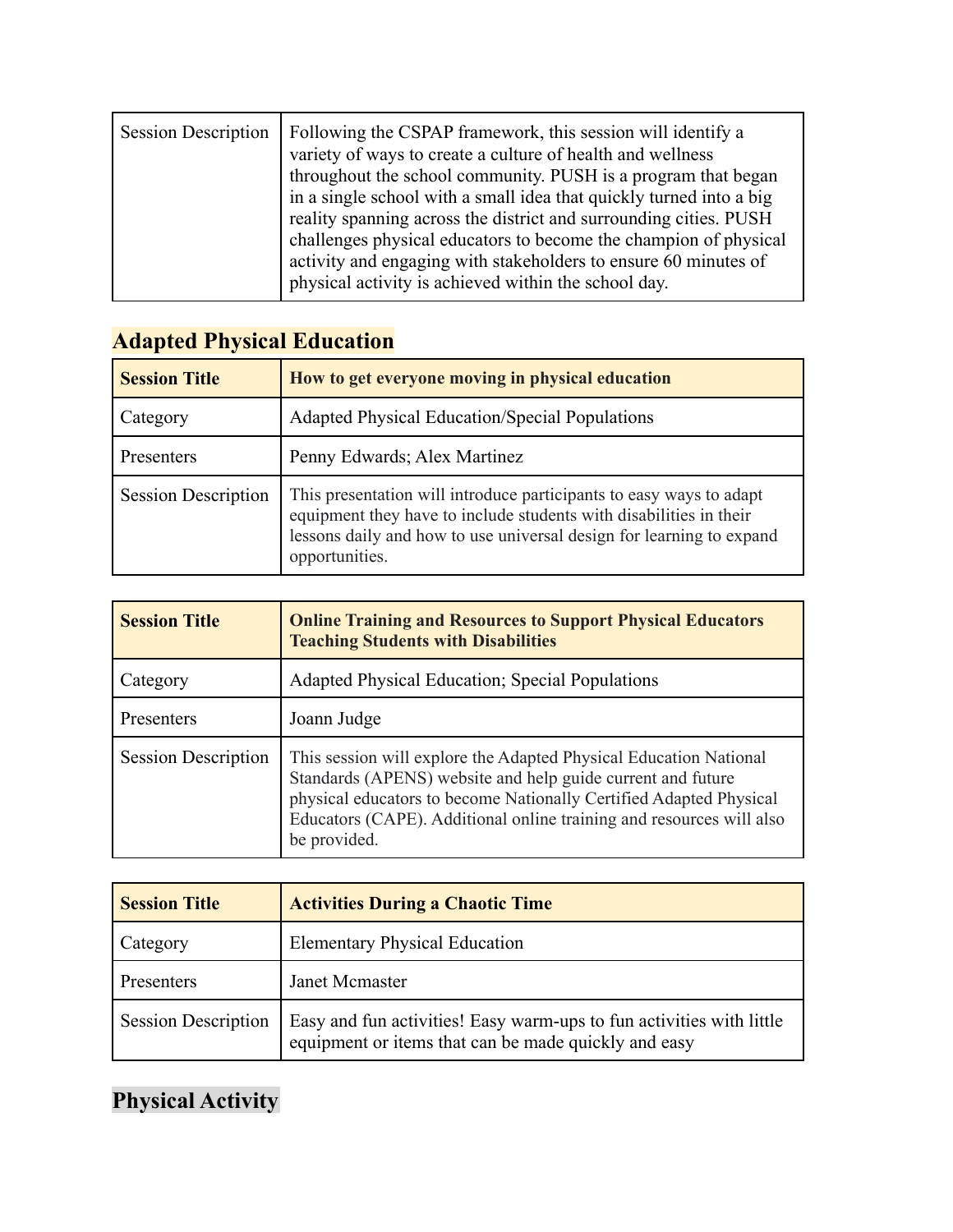| | |
|---|---|
| Session Description | Following the CSPAP framework, this session will identify a variety of ways to create a culture of health and wellness throughout the school community. PUSH is a program that began in a single school with a small idea that quickly turned into a big reality spanning across the district and surrounding cities. PUSH challenges physical educators to become the champion of physical activity and engaging with stakeholders to ensure 60 minutes of physical activity is achieved within the school day. |

## Adapted Physical Education

| **Session Title** | **How to get everyone moving in physical education** |
|---|---|
| Category | Adapted Physical Education/Special Populations |
| Presenters | Penny Edwards; Alex Martinez |
| Session Description | This presentation will introduce participants to easy ways to adapt equipment they have to include students with disabilities in their lessons daily and how to use universal design for learning to expand opportunities. |

| **Session Title** | **Online Training and Resources to Support Physical Educators Teaching Students with Disabilities** |
|---|---|
| Category | Adapted Physical Education; Special Populations |
| Presenters | Joann Judge |
| Session Description | This session will explore the Adapted Physical Education National Standards (APENS) website and help guide current and future physical educators to become Nationally Certified Adapted Physical Educators (CAPE). Additional online training and resources will also be provided. |

| **Session Title** | **Activities During a Chaotic Time** |
|---|---|
| Category | Elementary Physical Education |
| Presenters | Janet Mcmaster |
| Session Description | Easy and fun activities! Easy warm-ups to fun activities with little equipment or items that can be made quickly and easy |

## Physical Activity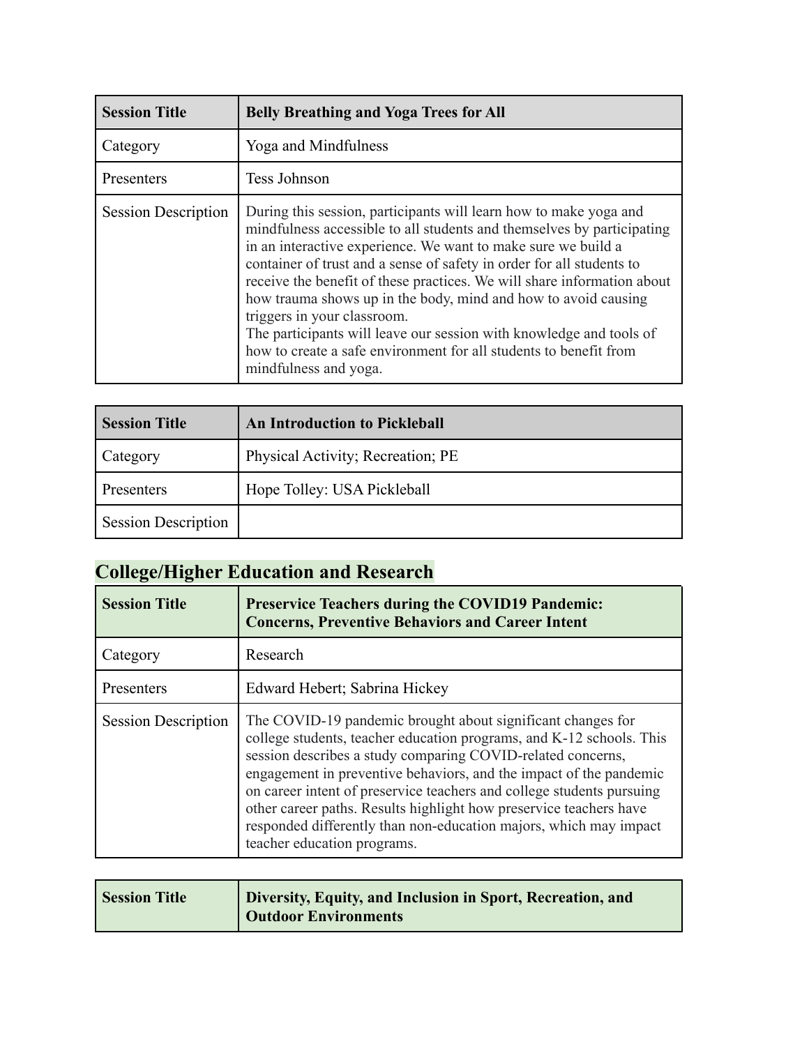| Session Title | Belly Breathing and Yoga Trees for All |
| --- | --- |
| Category | Yoga and Mindfulness |
| Presenters | Tess Johnson |
| Session Description | During this session, participants will learn how to make yoga and mindfulness accessible to all students and themselves by participating in an interactive experience. We want to make sure we build a container of trust and a sense of safety in order for all students to receive the benefit of these practices. We will share information about how trauma shows up in the body, mind and how to avoid causing triggers in your classroom.<br>The participants will leave our session with knowledge and tools of how to create a safe environment for all students to benefit from mindfulness and yoga. |

| Session Title | An Introduction to Pickleball |
| --- | --- |
| Category | Physical Activity; Recreation; PE |
| Presenters | Hope Tolley: USA Pickleball |
| Session Description | |

## College/Higher Education and Research

| Session Title | Preservice Teachers during the COVID19 Pandemic: Concerns, Preventive Behaviors and Career Intent |
| --- | --- |
| Category | Research |
| Presenters | Edward Hebert; Sabrina Hickey |
| Session Description | The COVID-19 pandemic brought about significant changes for college students, teacher education programs, and K-12 schools. This session describes a study comparing COVID-related concerns, engagement in preventive behaviors, and the impact of the pandemic on career intent of preservice teachers and college students pursuing other career paths. Results highlight how preservice teachers have responded differently than non-education majors, which may impact teacher education programs. |

| Session Title | Diversity, Equity, and Inclusion in Sport, Recreation, and Outdoor Environments |
| --- | --- |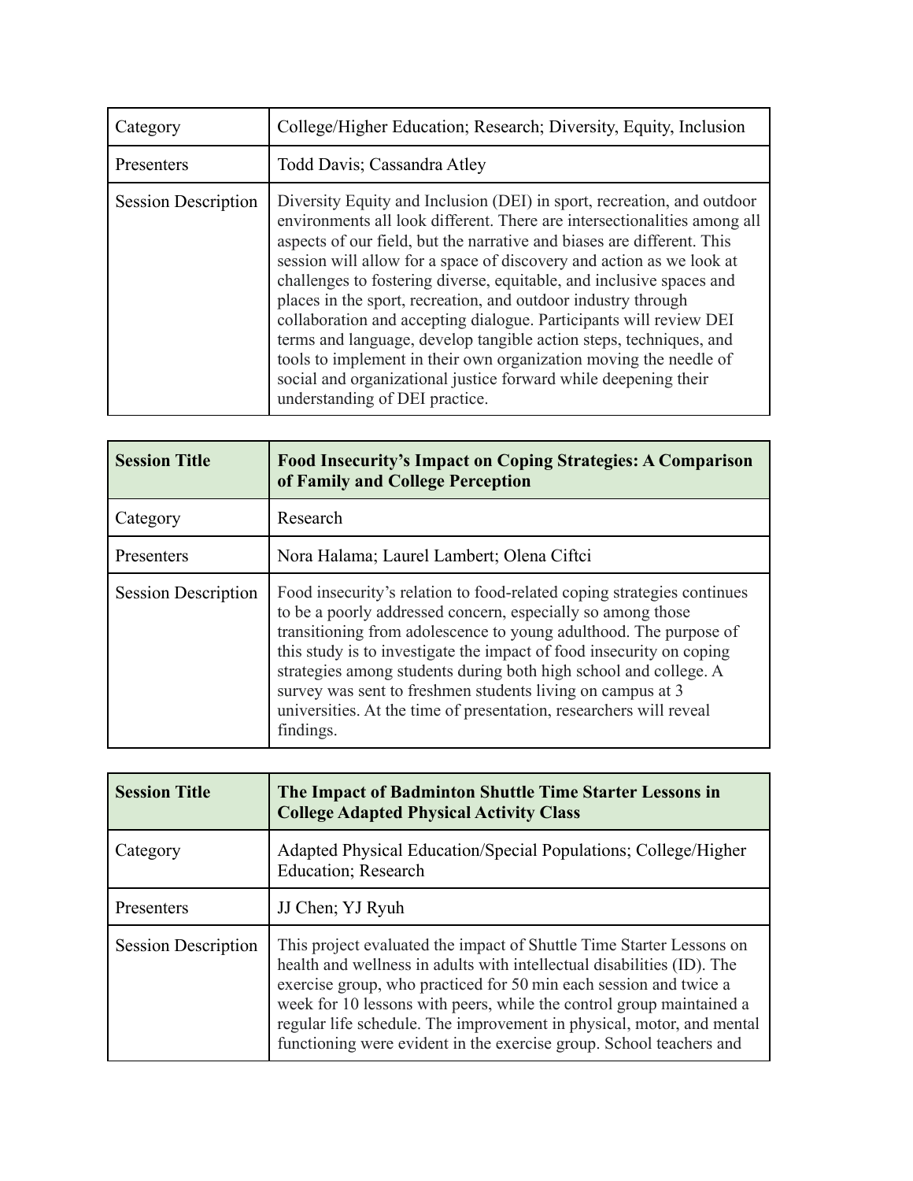| Category | College/Higher Education; Research; Diversity, Equity, Inclusion |
|---|---|
| Presenters | Todd Davis; Cassandra Atley |
| Session Description | Diversity Equity and Inclusion (DEI) in sport, recreation, and outdoor environments all look different. There are intersectionalities among all aspects of our field, but the narrative and biases are different. This session will allow for a space of discovery and action as we look at challenges to fostering diverse, equitable, and inclusive spaces and places in the sport, recreation, and outdoor industry through collaboration and accepting dialogue. Participants will review DEI terms and language, develop tangible action steps, techniques, and tools to implement in their own organization moving the needle of social and organizational justice forward while deepening their understanding of DEI practice. |

| **Session Title** | **Food Insecurity's Impact on Coping Strategies: A Comparison of Family and College Perception** |
|---|---|
| Category | Research |
| Presenters | Nora Halama; Laurel Lambert; Olena Ciftci |
| Session Description | Food insecurity's relation to food-related coping strategies continues to be a poorly addressed concern, especially so among those transitioning from adolescence to young adulthood. The purpose of this study is to investigate the impact of food insecurity on coping strategies among students during both high school and college. A survey was sent to freshmen students living on campus at 3 universities. At the time of presentation, researchers will reveal findings. |

| **Session Title** | **The Impact of Badminton Shuttle Time Starter Lessons in College Adapted Physical Activity Class** |
|---|---|
| Category | Adapted Physical Education/Special Populations; College/Higher Education; Research |
| Presenters | JJ Chen; YJ Ryuh |
| Session Description | This project evaluated the impact of Shuttle Time Starter Lessons on health and wellness in adults with intellectual disabilities (ID). The exercise group, who practiced for 50 min each session and twice a week for 10 lessons with peers, while the control group maintained a regular life schedule. The improvement in physical, motor, and mental functioning were evident in the exercise group. School teachers and |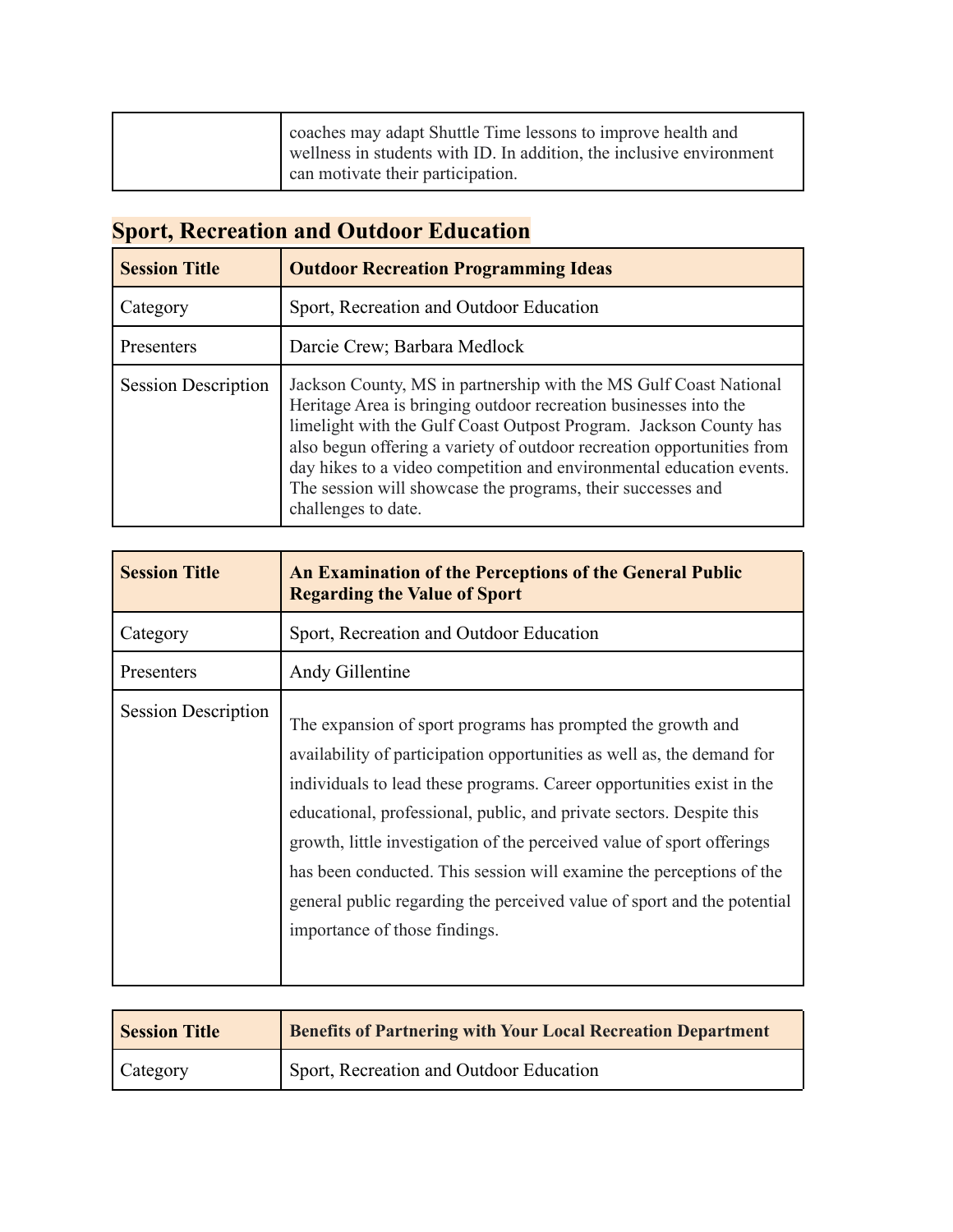| | |
|---|---|
| | coaches may adapt Shuttle Time lessons to improve health and wellness in students with ID. In addition, the inclusive environment can motivate their participation. |

## Sport, Recreation and Outdoor Education

| **Session Title** | **Outdoor Recreation Programming Ideas** |
|---|---|
| Category | Sport, Recreation and Outdoor Education |
| Presenters | Darcie Crew; Barbara Medlock |
| Session Description | Jackson County, MS in partnership with the MS Gulf Coast National Heritage Area is bringing outdoor recreation businesses into the limelight with the Gulf Coast Outpost Program. Jackson County has also begun offering a variety of outdoor recreation opportunities from day hikes to a video competition and environmental education events. The session will showcase the programs, their successes and challenges to date. |

| **Session Title** | **An Examination of the Perceptions of the General Public Regarding the Value of Sport** |
|---|---|
| Category | Sport, Recreation and Outdoor Education |
| Presenters | Andy Gillentine |
| Session Description | The expansion of sport programs has prompted the growth and availability of participation opportunities as well as, the demand for individuals to lead these programs. Career opportunities exist in the educational, professional, public, and private sectors. Despite this growth, little investigation of the perceived value of sport offerings has been conducted. This session will examine the perceptions of the general public regarding the perceived value of sport and the potential importance of those findings. |

| **Session Title** | **Benefits of Partnering with Your Local Recreation Department** |
|---|---|
| Category | Sport, Recreation and Outdoor Education |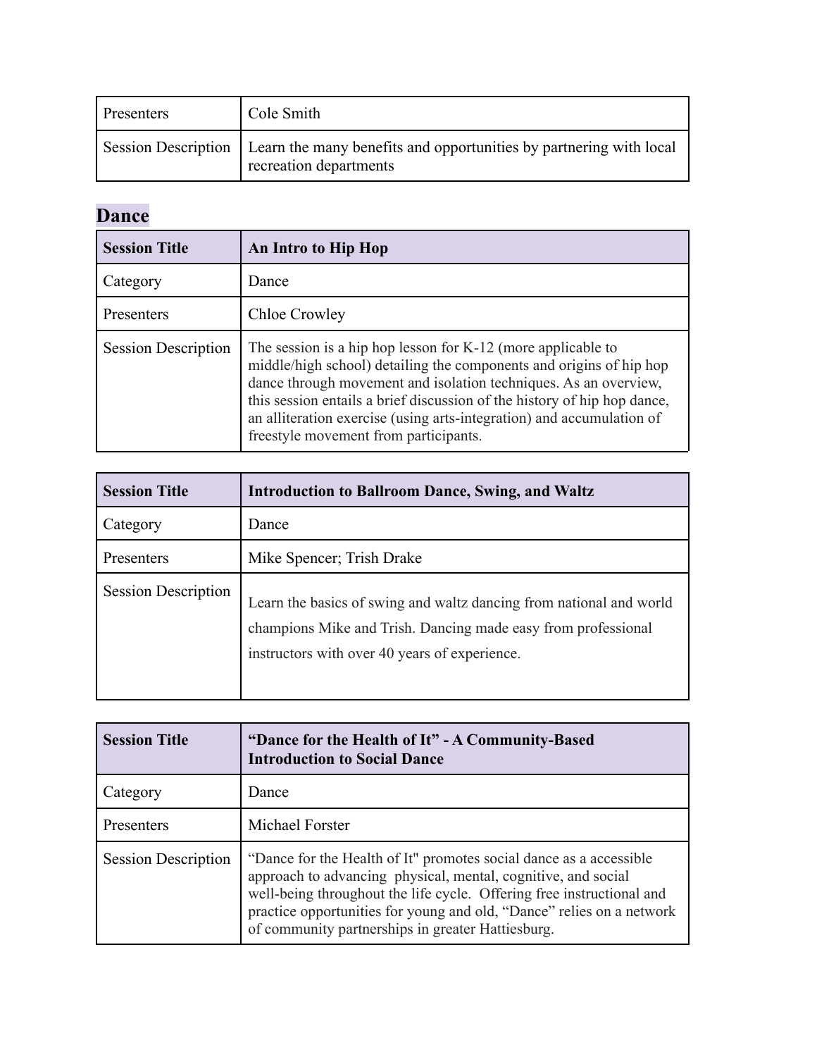| | |
|---|---|
| Presenters | Cole Smith |
| Session Description | Learn the many benefits and opportunities by partnering with local recreation departments |

## Dance

| **Session Title** | **An Intro to Hip Hop** |
|---|---|
| Category | Dance |
| Presenters | Chloe Crowley |
| Session Description | The session is a hip hop lesson for K-12 (more applicable to middle/high school) detailing the components and origins of hip hop dance through movement and isolation techniques. As an overview, this session entails a brief discussion of the history of hip hop dance, an alliteration exercise (using arts-integration) and accumulation of freestyle movement from participants. |

| **Session Title** | **Introduction to Ballroom Dance, Swing, and Waltz** |
|---|---|
| Category | Dance |
| Presenters | Mike Spencer; Trish Drake |
| Session Description | Learn the basics of swing and waltz dancing from national and world champions Mike and Trish. Dancing made easy from professional instructors with over 40 years of experience. |

| **Session Title** | **“Dance for the Health of It” - A Community-Based Introduction to Social Dance** |
|---|---|
| Category | Dance |
| Presenters | Michael Forster |
| Session Description | “Dance for the Health of It" promotes social dance as a accessible approach to advancing physical, mental, cognitive, and social well-being throughout the life cycle. Offering free instructional and practice opportunities for young and old, “Dance” relies on a network of community partnerships in greater Hattiesburg. |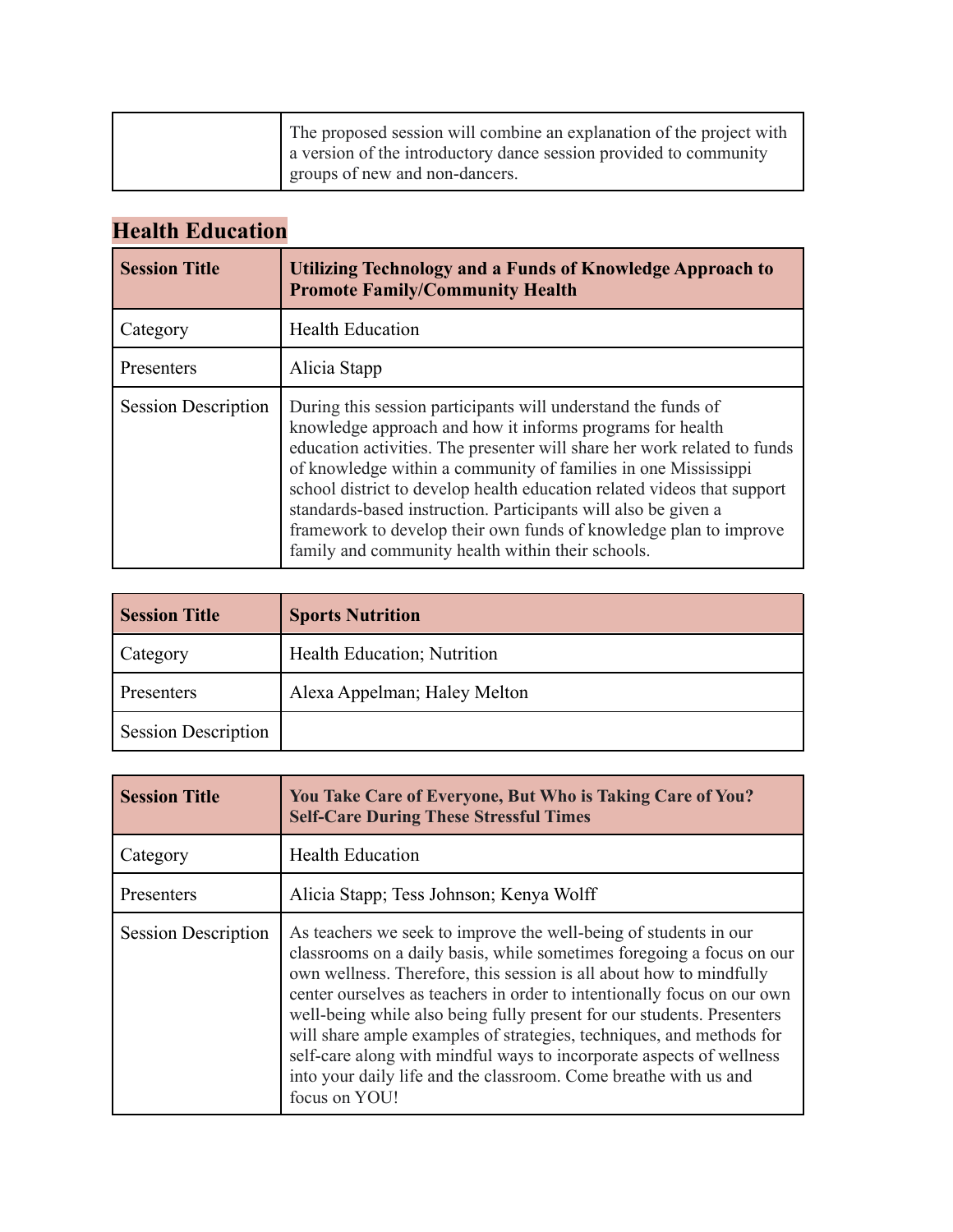| | |
|---|---|
| | The proposed session will combine an explanation of the project with a version of the introductory dance session provided to community groups of new and non-dancers. |

## Health Education

| **Session Title** | **Utilizing Technology and a Funds of Knowledge Approach to Promote Family/Community Health** |
|---|---|
| Category | Health Education |
| Presenters | Alicia Stapp |
| Session Description | During this session participants will understand the funds of knowledge approach and how it informs programs for health education activities. The presenter will share her work related to funds of knowledge within a community of families in one Mississippi school district to develop health education related videos that support standards-based instruction. Participants will also be given a framework to develop their own funds of knowledge plan to improve family and community health within their schools. |

| **Session Title** | **Sports Nutrition** |
|---|---|
| Category | Health Education; Nutrition |
| Presenters | Alexa Appelman; Haley Melton |
| Session Description | |

| **Session Title** | **You Take Care of Everyone, But Who is Taking Care of You? Self-Care During These Stressful Times** |
|---|---|
| Category | Health Education |
| Presenters | Alicia Stapp; Tess Johnson; Kenya Wolff |
| Session Description | As teachers we seek to improve the well-being of students in our classrooms on a daily basis, while sometimes foregoing a focus on our own wellness. Therefore, this session is all about how to mindfully center ourselves as teachers in order to intentionally focus on our own well-being while also being fully present for our students. Presenters will share ample examples of strategies, techniques, and methods for self-care along with mindful ways to incorporate aspects of wellness into your daily life and the classroom. Come breathe with us and focus on YOU! |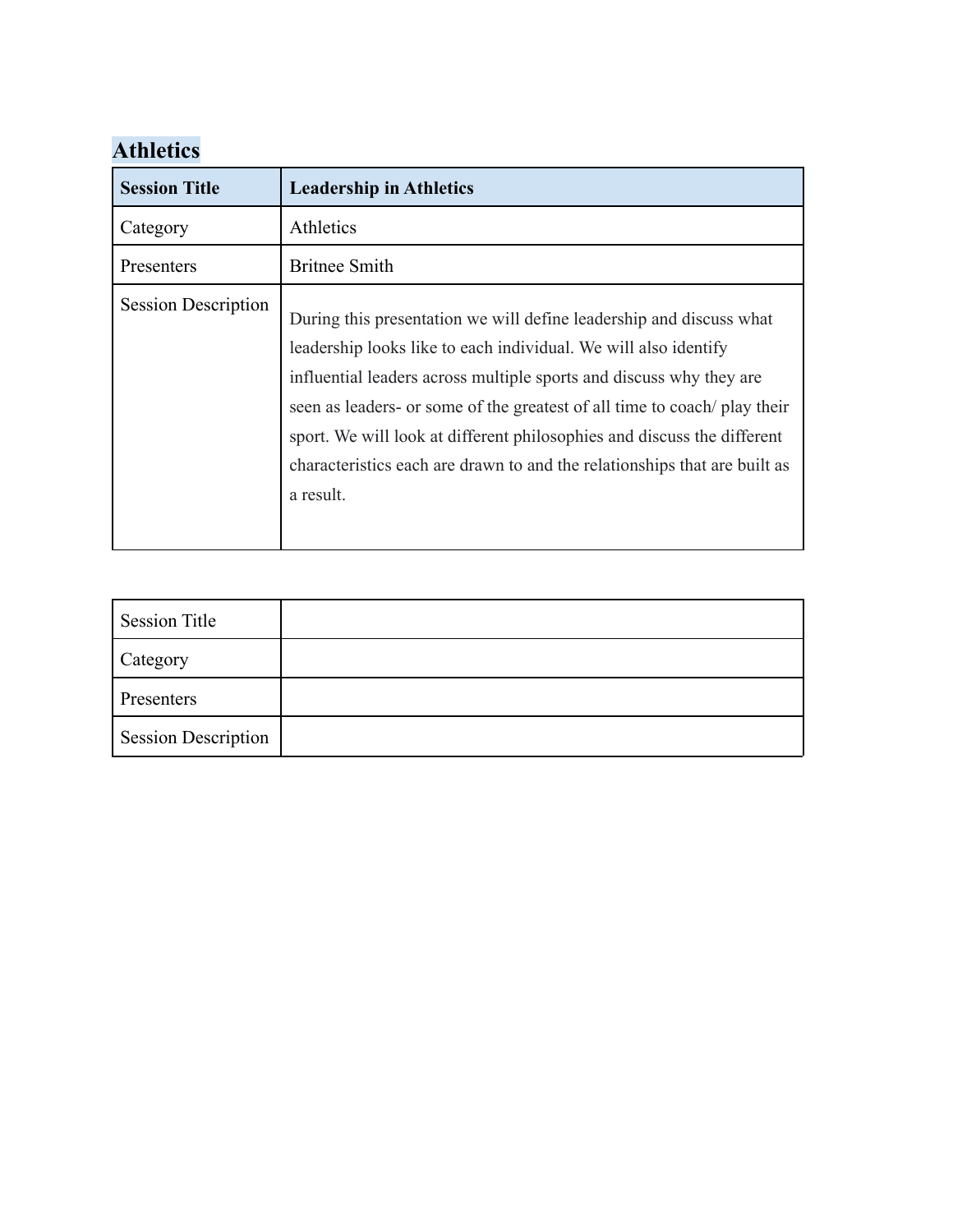## Athletics

| Session Title | Leadership in Athletics |
| --- | --- |
| Category | Athletics |
| Presenters | Britnee Smith |
| Session Description | During this presentation we will define leadership and discuss what leadership looks like to each individual. We will also identify influential leaders across multiple sports and discuss why they are seen as leaders- or some of the greatest of all time to coach/ play their sport. We will look at different philosophies and discuss the different characteristics each are drawn to and the relationships that are built as a result. |

| | |
| --- | --- |
| Session Title | |
| Category | |
| Presenters | |
| Session Description | |